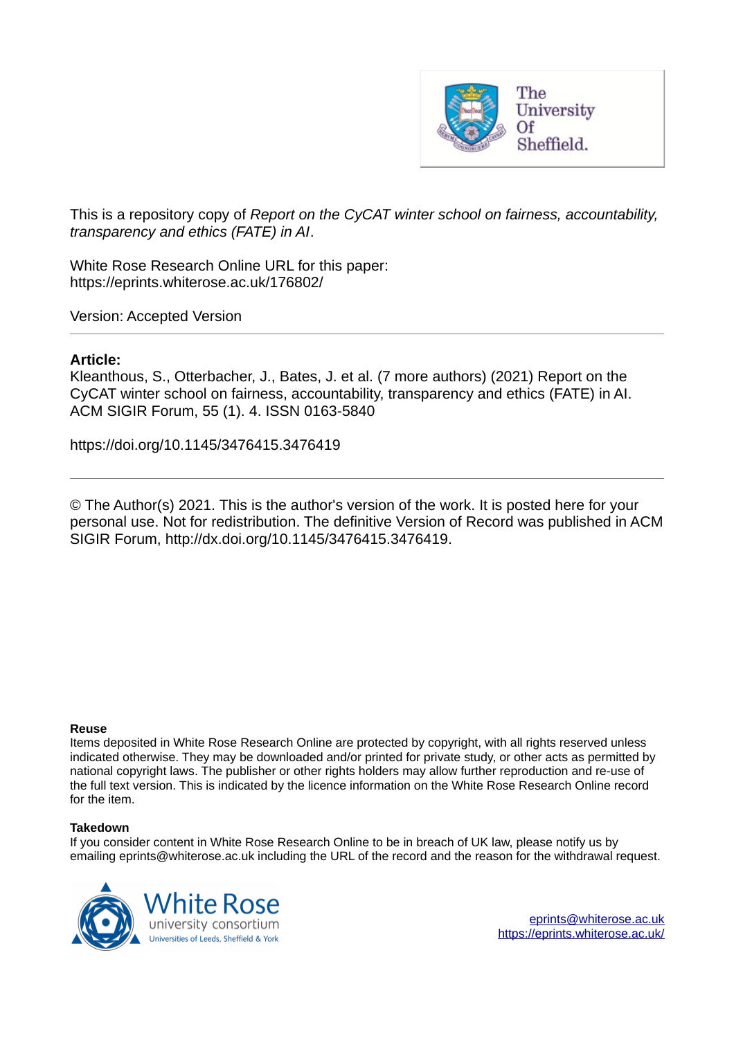The University Of Sheffield.

This is a repository copy of *Report on the CyCAT winter school on fairness, accountability, transparency and ethics (FATE) in AI*.

White Rose Research Online URL for this paper:
https://eprints.whiterose.ac.uk/176802/

Version: Accepted Version

---

**Article:**

Kleanthous, S., Otterbacher, J., Bates, J. et al. (7 more authors) (2021) Report on the CyCAT winter school on fairness, accountability, transparency and ethics (FATE) in AI. ACM SIGIR Forum, 55 (1). 4. ISSN 0163-5840

https://doi.org/10.1145/3476415.3476419

---

© The Author(s) 2021. This is the author's version of the work. It is posted here for your personal use. Not for redistribution. The definitive Version of Record was published in ACM SIGIR Forum, http://dx.doi.org/10.1145/3476415.3476419.

**Reuse**

Items deposited in White Rose Research Online are protected by copyright, with all rights reserved unless indicated otherwise. They may be downloaded and/or printed for private study, or other acts as permitted by national copyright laws. The publisher or other rights holders may allow further reproduction and re-use of the full text version. This is indicated by the licence information on the White Rose Research Online record for the item.

**Takedown**

If you consider content in White Rose Research Online to be in breach of UK law, please notify us by emailing eprints@whiterose.ac.uk including the URL of the record and the reason for the withdrawal request.

White Rose university consortium
Universities of Leeds, Sheffield & York

eprints@whiterose.ac.uk
https://eprints.whiterose.ac.uk/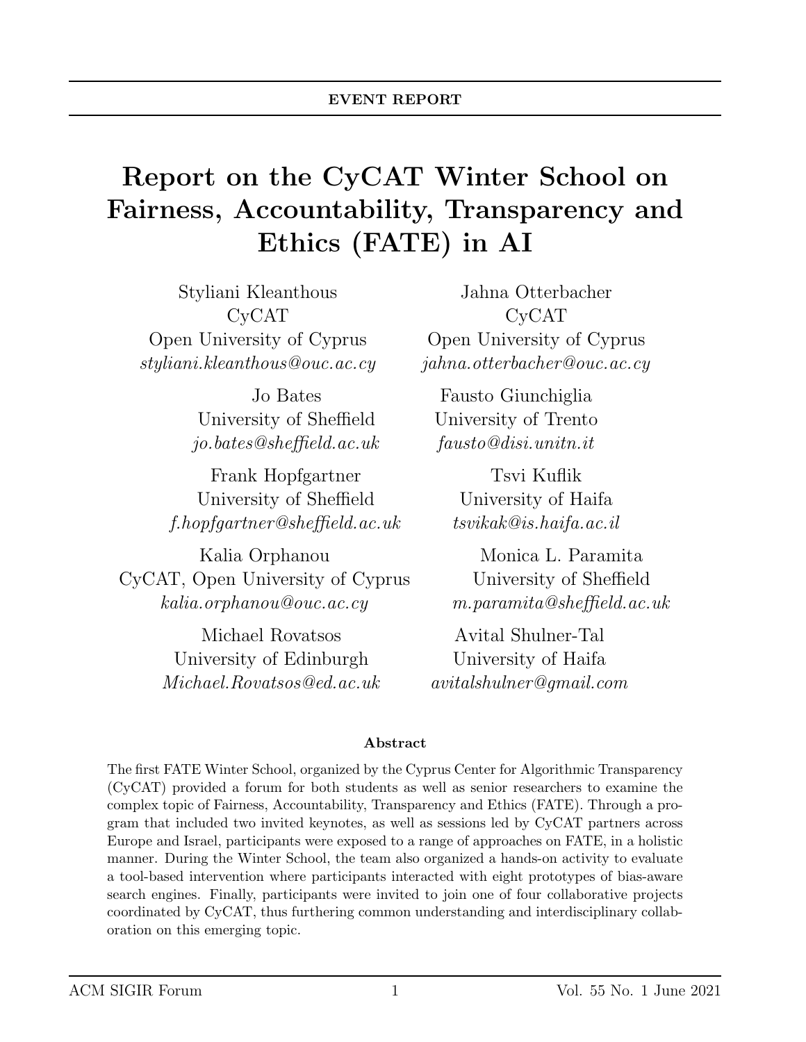EVENT REPORT

# Report on the CyCAT Winter School on Fairness, Accountability, Transparency and Ethics (FATE) in AI

Styliani Kleanthous
CyCAT
Open University of Cyprus
*styliani.kleanthous@ouc.ac.cy*

Jahna Otterbacher
CyCAT
Open University of Cyprus
*jahna.otterbacher@ouc.ac.cy*

Jo Bates
University of Sheffield
*jo.bates@sheffield.ac.uk*

Fausto Giunchiglia
University of Trento
*fausto@disi.unitn.it*

Frank Hopfgartner
University of Sheffield
*f.hopfgartner@sheffield.ac.uk*

Tsvi Kuflik
University of Haifa
*tsvikak@is.haifa.ac.il*

Kalia Orphanou
CyCAT, Open University of Cyprus
*kalia.orphanou@ouc.ac.cy*

Monica L. Paramita
University of Sheffield
*m.paramita@sheffield.ac.uk*

Michael Rovatsos
University of Edinburgh
*Michael.Rovatsos@ed.ac.uk*

Avital Shulner-Tal
University of Haifa
*avitalshulner@gmail.com*

### Abstract

The first FATE Winter School, organized by the Cyprus Center for Algorithmic Transparency (CyCAT) provided a forum for both students as well as senior researchers to examine the complex topic of Fairness, Accountability, Transparency and Ethics (FATE). Through a program that included two invited keynotes, as well as sessions led by CyCAT partners across Europe and Israel, participants were exposed to a range of approaches on FATE, in a holistic manner. During the Winter School, the team also organized a hands-on activity to evaluate a tool-based intervention where participants interacted with eight prototypes of bias-aware search engines. Finally, participants were invited to join one of four collaborative projects coordinated by CyCAT, thus furthering common understanding and interdisciplinary collaboration on this emerging topic.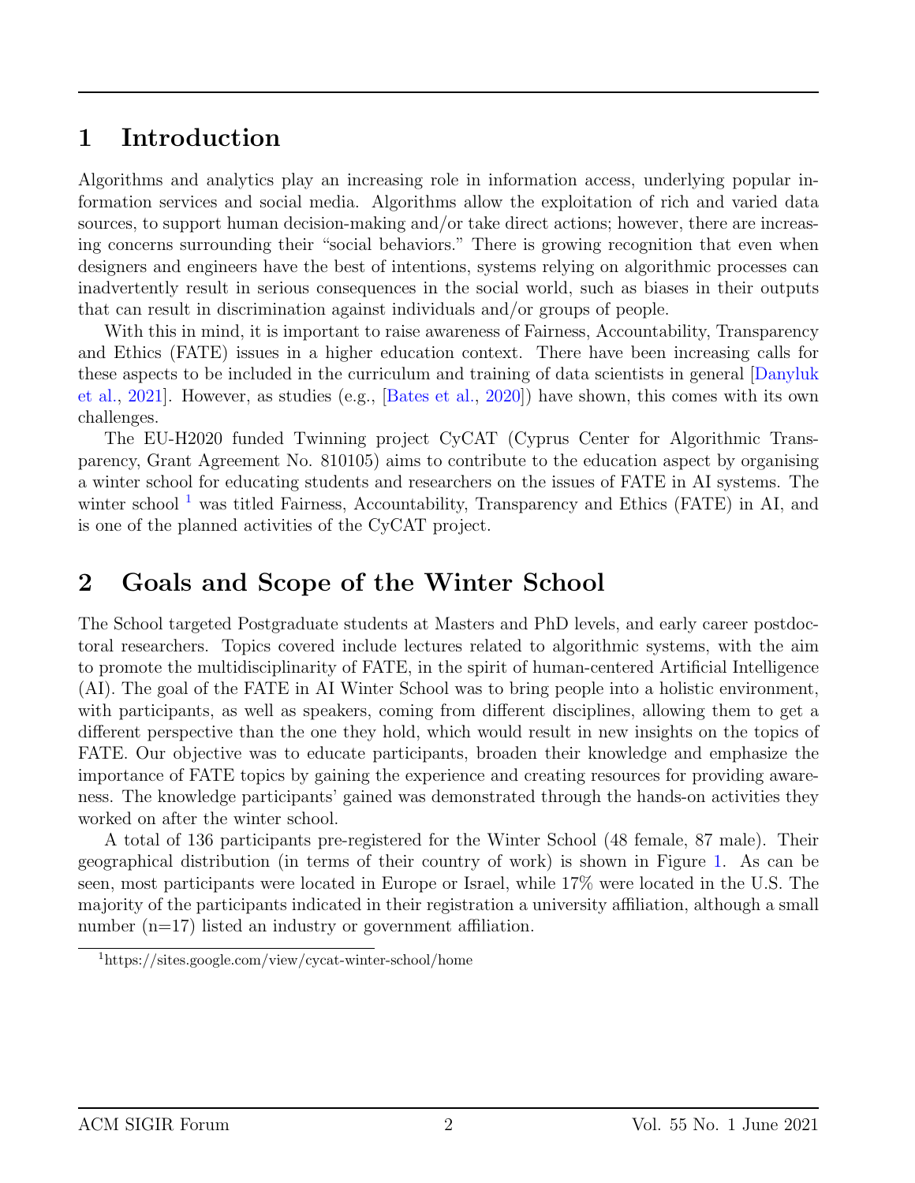# 1 Introduction

Algorithms and analytics play an increasing role in information access, underlying popular information services and social media. Algorithms allow the exploitation of rich and varied data sources, to support human decision-making and/or take direct actions; however, there are increasing concerns surrounding their "social behaviors." There is growing recognition that even when designers and engineers have the best of intentions, systems relying on algorithmic processes can inadvertently result in serious consequences in the social world, such as biases in their outputs that can result in discrimination against individuals and/or groups of people.

With this in mind, it is important to raise awareness of Fairness, Accountability, Transparency and Ethics (FATE) issues in a higher education context. There have been increasing calls for these aspects to be included in the curriculum and training of data scientists in general [Danyluk et al., 2021]. However, as studies (e.g., [Bates et al., 2020]) have shown, this comes with its own challenges.

The EU-H2020 funded Twinning project CyCAT (Cyprus Center for Algorithmic Transparency, Grant Agreement No. 810105) aims to contribute to the education aspect by organising a winter school for educating students and researchers on the issues of FATE in AI systems. The winter school [1] was titled Fairness, Accountability, Transparency and Ethics (FATE) in AI, and is one of the planned activities of the CyCAT project.

# 2 Goals and Scope of the Winter School

The School targeted Postgraduate students at Masters and PhD levels, and early career postdoctoral researchers. Topics covered include lectures related to algorithmic systems, with the aim to promote the multidisciplinarity of FATE, in the spirit of human-centered Artificial Intelligence (AI). The goal of the FATE in AI Winter School was to bring people into a holistic environment, with participants, as well as speakers, coming from different disciplines, allowing them to get a different perspective than the one they hold, which would result in new insights on the topics of FATE. Our objective was to educate participants, broaden their knowledge and emphasize the importance of FATE topics by gaining the experience and creating resources for providing awareness. The knowledge participants' gained was demonstrated through the hands-on activities they worked on after the winter school.

A total of 136 participants pre-registered for the Winter School (48 female, 87 male). Their geographical distribution (in terms of their country of work) is shown in Figure 1. As can be seen, most participants were located in Europe or Israel, while 17% were located in the U.S. The majority of the participants indicated in their registration a university affiliation, although a small number (n=17) listed an industry or government affiliation.

[1] https://sites.google.com/view/cycat-winter-school/home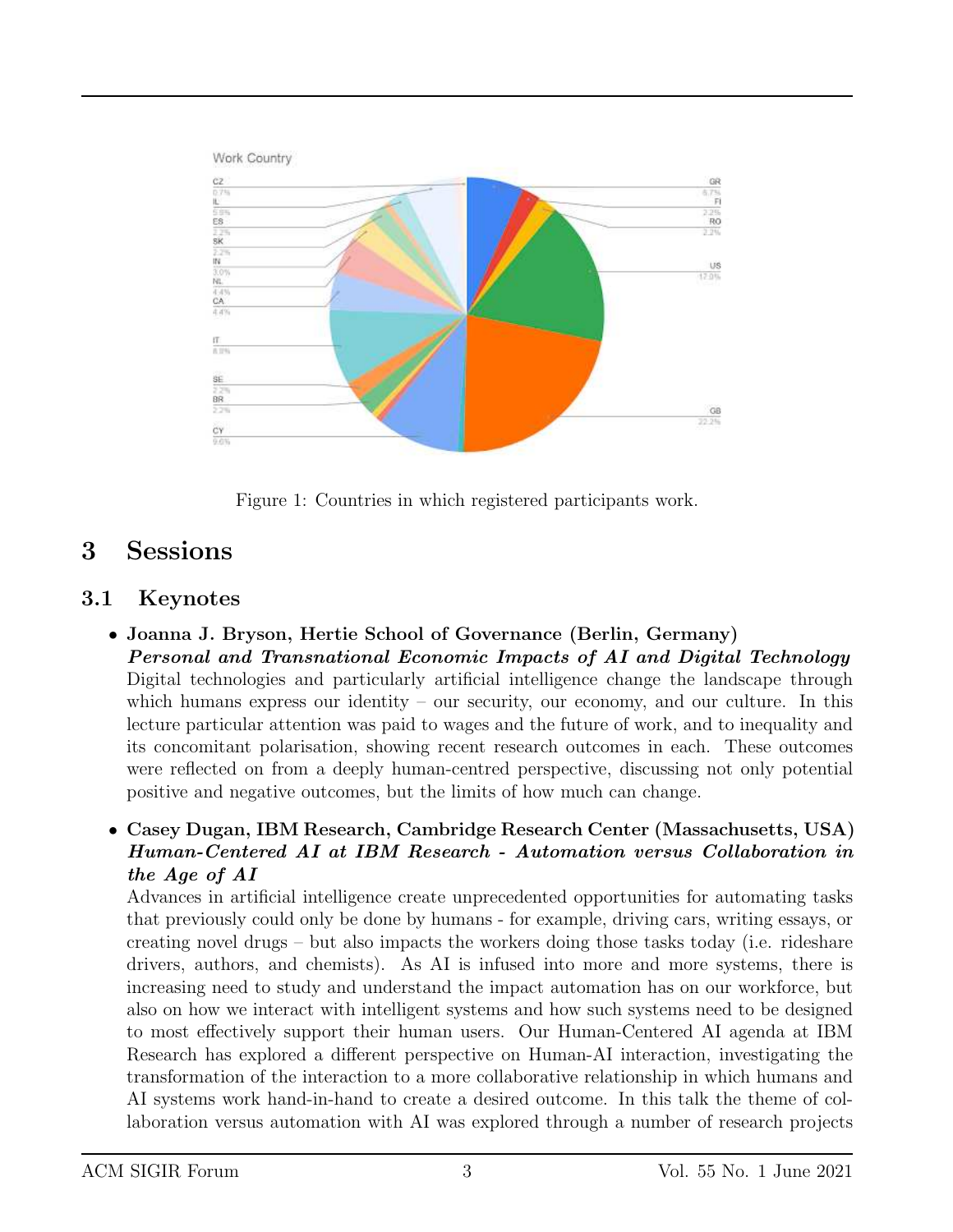Figure 1: Countries in which registered participants work.

## 3 Sessions

### 3.1 Keynotes

- **Joanna J. Bryson, Hertie School of Governance (Berlin, Germany)**
  ***Personal and Transnational Economic Impacts of AI and Digital Technology***
  Digital technologies and particularly artificial intelligence change the landscape through which humans express our identity – our security, our economy, and our culture. In this lecture particular attention was paid to wages and the future of work, and to inequality and its concomitant polarisation, showing recent research outcomes in each. These outcomes were reflected on from a deeply human-centred perspective, discussing not only potential positive and negative outcomes, but the limits of how much can change.

- **Casey Dugan, IBM Research, Cambridge Research Center (Massachusetts, USA)**
  ***Human-Centered AI at IBM Research - Automation versus Collaboration in the Age of AI***
  Advances in artificial intelligence create unprecedented opportunities for automating tasks that previously could only be done by humans - for example, driving cars, writing essays, or creating novel drugs – but also impacts the workers doing those tasks today (i.e. rideshare drivers, authors, and chemists). As AI is infused into more and more systems, there is increasing need to study and understand the impact automation has on our workforce, but also on how we interact with intelligent systems and how such systems need to be designed to most effectively support their human users. Our Human-Centered AI agenda at IBM Research has explored a different perspective on Human-AI interaction, investigating the transformation of the interaction to a more collaborative relationship in which humans and AI systems work hand-in-hand to create a desired outcome. In this talk the theme of collaboration versus automation with AI was explored through a number of research projects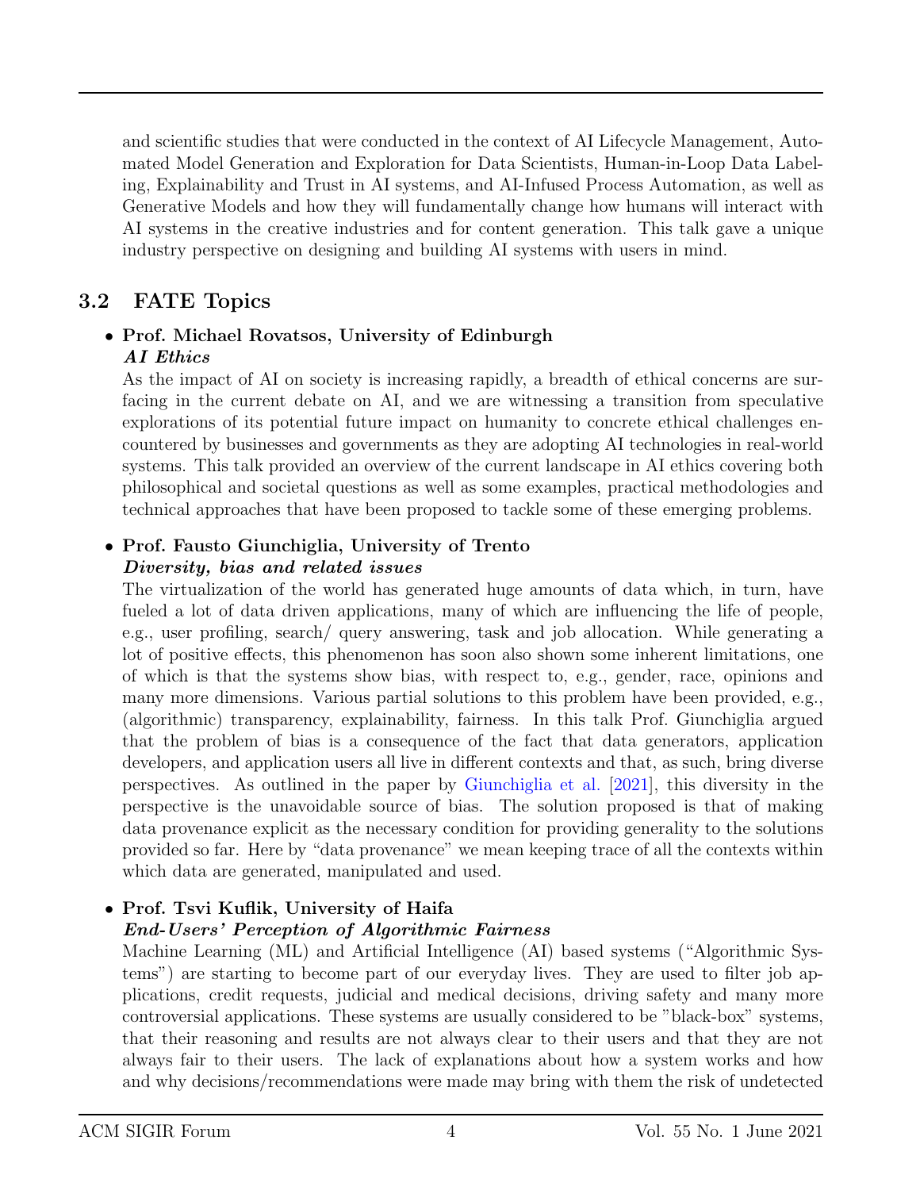and scientific studies that were conducted in the context of AI Lifecycle Management, Automated Model Generation and Exploration for Data Scientists, Human-in-Loop Data Labeling, Explainability and Trust in AI systems, and AI-Infused Process Automation, as well as Generative Models and how they will fundamentally change how humans will interact with AI systems in the creative industries and for content generation. This talk gave a unique industry perspective on designing and building AI systems with users in mind.

## 3.2 FATE Topics

- **Prof. Michael Rovatsos, University of Edinburgh**
  ***AI Ethics***
  As the impact of AI on society is increasing rapidly, a breadth of ethical concerns are surfacing in the current debate on AI, and we are witnessing a transition from speculative explorations of its potential future impact on humanity to concrete ethical challenges encountered by businesses and governments as they are adopting AI technologies in real-world systems. This talk provided an overview of the current landscape in AI ethics covering both philosophical and societal questions as well as some examples, practical methodologies and technical approaches that have been proposed to tackle some of these emerging problems.

- **Prof. Fausto Giunchiglia, University of Trento**
  ***Diversity, bias and related issues***
  The virtualization of the world has generated huge amounts of data which, in turn, have fueled a lot of data driven applications, many of which are influencing the life of people, e.g., user profiling, search/ query answering, task and job allocation. While generating a lot of positive effects, this phenomenon has soon also shown some inherent limitations, one of which is that the systems show bias, with respect to, e.g., gender, race, opinions and many more dimensions. Various partial solutions to this problem have been provided, e.g., (algorithmic) transparency, explainability, fairness. In this talk Prof. Giunchiglia argued that the problem of bias is a consequence of the fact that data generators, application developers, and application users all live in different contexts and that, as such, bring diverse perspectives. As outlined in the paper by Giunchiglia et al. [2021], this diversity in the perspective is the unavoidable source of bias. The solution proposed is that of making data provenance explicit as the necessary condition for providing generality to the solutions provided so far. Here by "data provenance" we mean keeping trace of all the contexts within which data are generated, manipulated and used.

- **Prof. Tsvi Kuflik, University of Haifa**
  ***End-Users' Perception of Algorithmic Fairness***
  Machine Learning (ML) and Artificial Intelligence (AI) based systems ("Algorithmic Systems") are starting to become part of our everyday lives. They are used to filter job applications, credit requests, judicial and medical decisions, driving safety and many more controversial applications. These systems are usually considered to be "black-box" systems, that their reasoning and results are not always clear to their users and that they are not always fair to their users. The lack of explanations about how a system works and how and why decisions/recommendations were made may bring with them the risk of undetected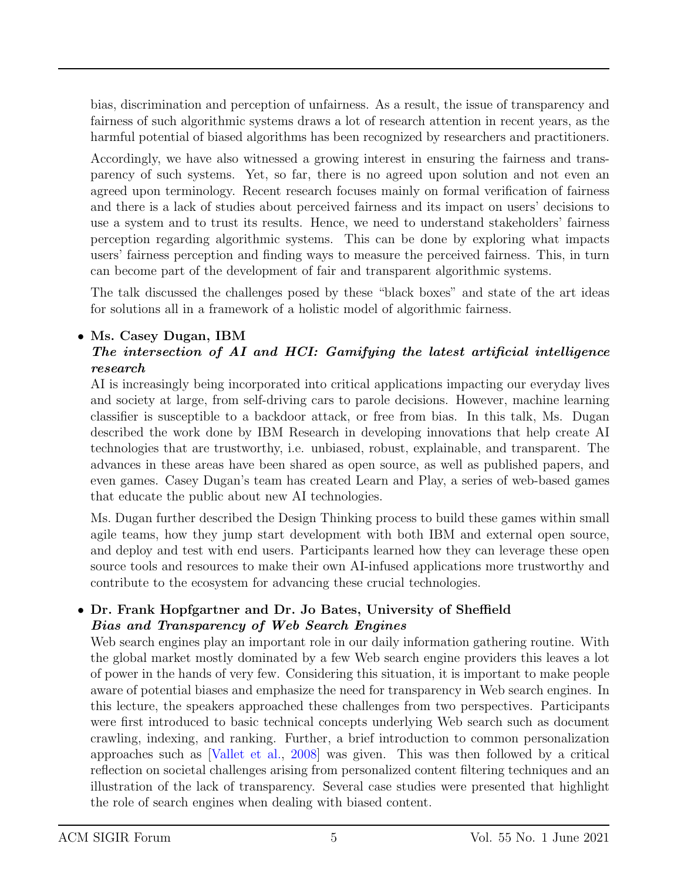bias, discrimination and perception of unfairness. As a result, the issue of transparency and fairness of such algorithmic systems draws a lot of research attention in recent years, as the harmful potential of biased algorithms has been recognized by researchers and practitioners.

Accordingly, we have also witnessed a growing interest in ensuring the fairness and transparency of such systems. Yet, so far, there is no agreed upon solution and not even an agreed upon terminology. Recent research focuses mainly on formal verification of fairness and there is a lack of studies about perceived fairness and its impact on users' decisions to use a system and to trust its results. Hence, we need to understand stakeholders' fairness perception regarding algorithmic systems. This can be done by exploring what impacts users' fairness perception and finding ways to measure the perceived fairness. This, in turn can become part of the development of fair and transparent algorithmic systems.

The talk discussed the challenges posed by these "black boxes" and state of the art ideas for solutions all in a framework of a holistic model of algorithmic fairness.

- **Ms. Casey Dugan, IBM**
  ***The intersection of AI and HCI: Gamifying the latest artificial intelligence research***
  AI is increasingly being incorporated into critical applications impacting our everyday lives and society at large, from self-driving cars to parole decisions. However, machine learning classifier is susceptible to a backdoor attack, or free from bias. In this talk, Ms. Dugan described the work done by IBM Research in developing innovations that help create AI technologies that are trustworthy, i.e. unbiased, robust, explainable, and transparent. The advances in these areas have been shared as open source, as well as published papers, and even games. Casey Dugan's team has created Learn and Play, a series of web-based games that educate the public about new AI technologies.

  Ms. Dugan further described the Design Thinking process to build these games within small agile teams, how they jump start development with both IBM and external open source, and deploy and test with end users. Participants learned how they can leverage these open source tools and resources to make their own AI-infused applications more trustworthy and contribute to the ecosystem for advancing these crucial technologies.

- **Dr. Frank Hopfgartner and Dr. Jo Bates, University of Sheffield**
  ***Bias and Transparency of Web Search Engines***
  Web search engines play an important role in our daily information gathering routine. With the global market mostly dominated by a few Web search engine providers this leaves a lot of power in the hands of very few. Considering this situation, it is important to make people aware of potential biases and emphasize the need for transparency in Web search engines. In this lecture, the speakers approached these challenges from two perspectives. Participants were first introduced to basic technical concepts underlying Web search such as document crawling, indexing, and ranking. Further, a brief introduction to common personalization approaches such as [Vallet et al., 2008] was given. This was then followed by a critical reflection on societal challenges arising from personalized content filtering techniques and an illustration of the lack of transparency. Several case studies were presented that highlight the role of search engines when dealing with biased content.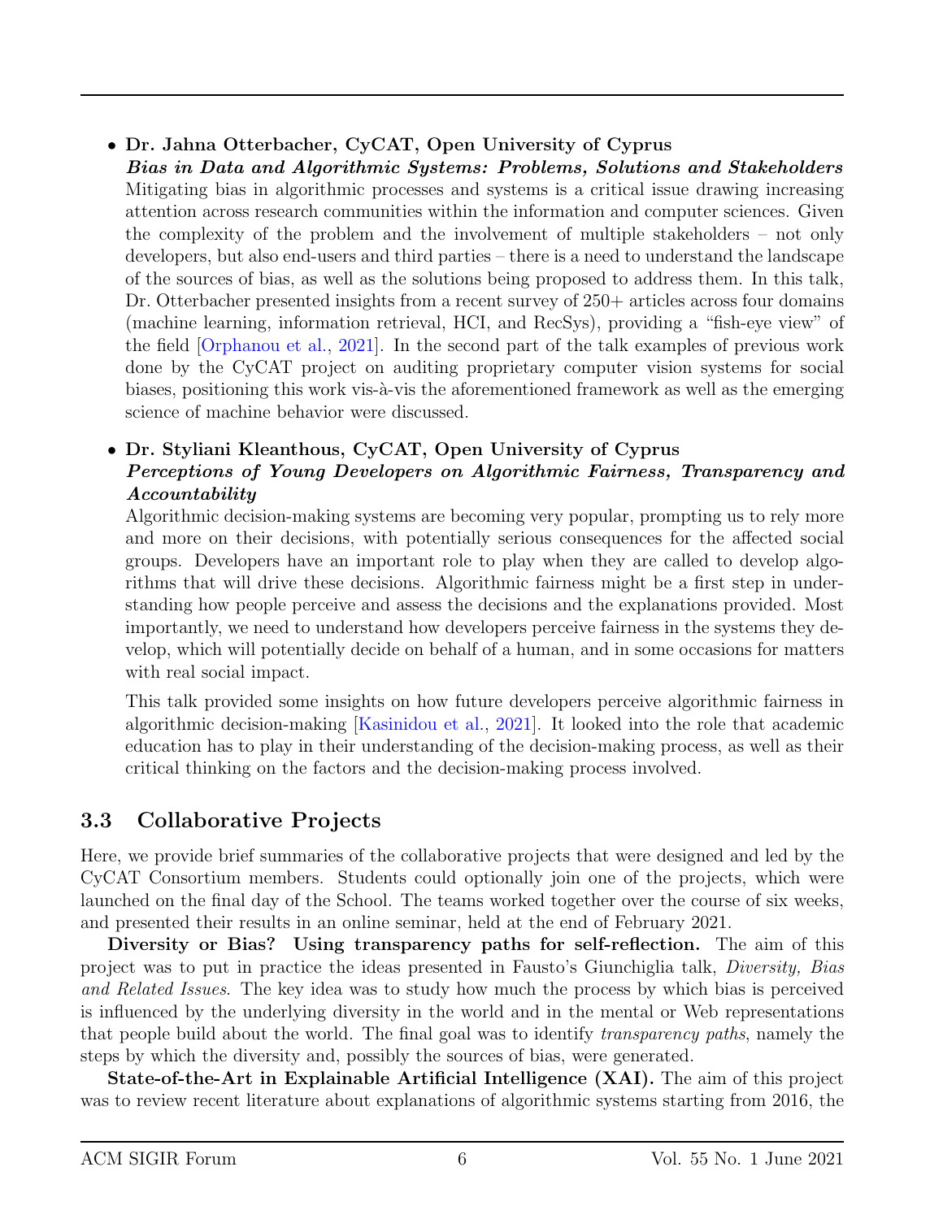- **Dr. Jahna Otterbacher, CyCAT, Open University of Cyprus**
  ***Bias in Data and Algorithmic Systems: Problems, Solutions and Stakeholders***
  Mitigating bias in algorithmic processes and systems is a critical issue drawing increasing attention across research communities within the information and computer sciences. Given the complexity of the problem and the involvement of multiple stakeholders – not only developers, but also end-users and third parties – there is a need to understand the landscape of the sources of bias, as well as the solutions being proposed to address them. In this talk, Dr. Otterbacher presented insights from a recent survey of 250+ articles across four domains (machine learning, information retrieval, HCI, and RecSys), providing a "fish-eye view" of the field [Orphanou et al., 2021]. In the second part of the talk examples of previous work done by the CyCAT project on auditing proprietary computer vision systems for social biases, positioning this work vis-à-vis the aforementioned framework as well as the emerging science of machine behavior were discussed.

- **Dr. Styliani Kleanthous, CyCAT, Open University of Cyprus**
  ***Perceptions of Young Developers on Algorithmic Fairness, Transparency and Accountability***
  Algorithmic decision-making systems are becoming very popular, prompting us to rely more and more on their decisions, with potentially serious consequences for the affected social groups. Developers have an important role to play when they are called to develop algorithms that will drive these decisions. Algorithmic fairness might be a first step in understanding how people perceive and assess the decisions and the explanations provided. Most importantly, we need to understand how developers perceive fairness in the systems they develop, which will potentially decide on behalf of a human, and in some occasions for matters with real social impact.

  This talk provided some insights on how future developers perceive algorithmic fairness in algorithmic decision-making [Kasinidou et al., 2021]. It looked into the role that academic education has to play in their understanding of the decision-making process, as well as their critical thinking on the factors and the decision-making process involved.

## 3.3 Collaborative Projects

Here, we provide brief summaries of the collaborative projects that were designed and led by the CyCAT Consortium members. Students could optionally join one of the projects, which were launched on the final day of the School. The teams worked together over the course of six weeks, and presented their results in an online seminar, held at the end of February 2021.

**Diversity or Bias? Using transparency paths for self-reflection.** The aim of this project was to put in practice the ideas presented in Fausto's Giunchiglia talk, *Diversity, Bias and Related Issues*. The key idea was to study how much the process by which bias is perceived is influenced by the underlying diversity in the world and in the mental or Web representations that people build about the world. The final goal was to identify *transparency paths*, namely the steps by which the diversity and, possibly the sources of bias, were generated.

**State-of-the-Art in Explainable Artificial Intelligence (XAI).** The aim of this project was to review recent literature about explanations of algorithmic systems starting from 2016, the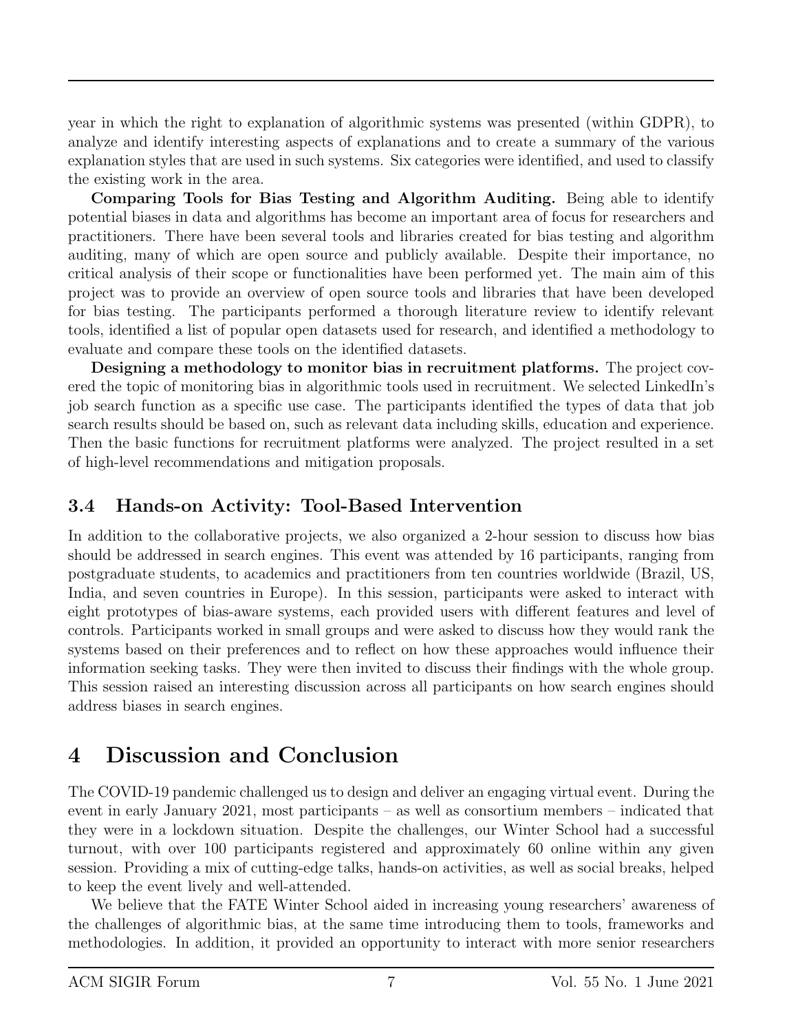year in which the right to explanation of algorithmic systems was presented (within GDPR), to analyze and identify interesting aspects of explanations and to create a summary of the various explanation styles that are used in such systems. Six categories were identified, and used to classify the existing work in the area.

**Comparing Tools for Bias Testing and Algorithm Auditing.** Being able to identify potential biases in data and algorithms has become an important area of focus for researchers and practitioners. There have been several tools and libraries created for bias testing and algorithm auditing, many of which are open source and publicly available. Despite their importance, no critical analysis of their scope or functionalities have been performed yet. The main aim of this project was to provide an overview of open source tools and libraries that have been developed for bias testing. The participants performed a thorough literature review to identify relevant tools, identified a list of popular open datasets used for research, and identified a methodology to evaluate and compare these tools on the identified datasets.

**Designing a methodology to monitor bias in recruitment platforms.** The project covered the topic of monitoring bias in algorithmic tools used in recruitment. We selected LinkedIn's job search function as a specific use case. The participants identified the types of data that job search results should be based on, such as relevant data including skills, education and experience. Then the basic functions for recruitment platforms were analyzed. The project resulted in a set of high-level recommendations and mitigation proposals.

### 3.4 Hands-on Activity: Tool-Based Intervention

In addition to the collaborative projects, we also organized a 2-hour session to discuss how bias should be addressed in search engines. This event was attended by 16 participants, ranging from postgraduate students, to academics and practitioners from ten countries worldwide (Brazil, US, India, and seven countries in Europe). In this session, participants were asked to interact with eight prototypes of bias-aware systems, each provided users with different features and level of controls. Participants worked in small groups and were asked to discuss how they would rank the systems based on their preferences and to reflect on how these approaches would influence their information seeking tasks. They were then invited to discuss their findings with the whole group. This session raised an interesting discussion across all participants on how search engines should address biases in search engines.

## 4 Discussion and Conclusion

The COVID-19 pandemic challenged us to design and deliver an engaging virtual event. During the event in early January 2021, most participants – as well as consortium members – indicated that they were in a lockdown situation. Despite the challenges, our Winter School had a successful turnout, with over 100 participants registered and approximately 60 online within any given session. Providing a mix of cutting-edge talks, hands-on activities, as well as social breaks, helped to keep the event lively and well-attended.

We believe that the FATE Winter School aided in increasing young researchers' awareness of the challenges of algorithmic bias, at the same time introducing them to tools, frameworks and methodologies. In addition, it provided an opportunity to interact with more senior researchers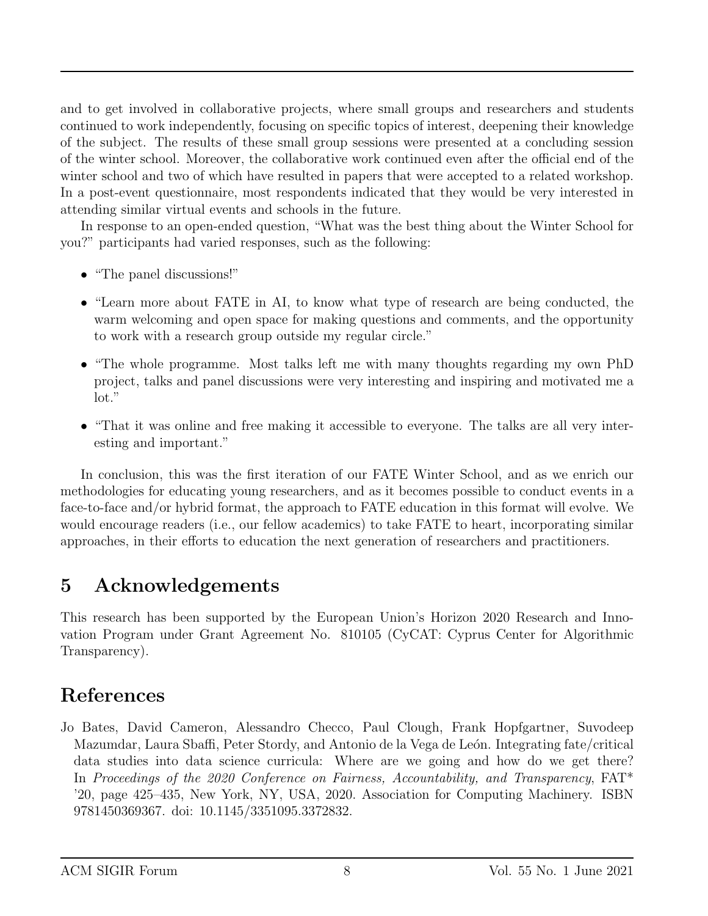and to get involved in collaborative projects, where small groups and researchers and students continued to work independently, focusing on specific topics of interest, deepening their knowledge of the subject. The results of these small group sessions were presented at a concluding session of the winter school. Moreover, the collaborative work continued even after the official end of the winter school and two of which have resulted in papers that were accepted to a related workshop. In a post-event questionnaire, most respondents indicated that they would be very interested in attending similar virtual events and schools in the future.

In response to an open-ended question, "What was the best thing about the Winter School for you?" participants had varied responses, such as the following:

- "The panel discussions!"
- "Learn more about FATE in AI, to know what type of research are being conducted, the warm welcoming and open space for making questions and comments, and the opportunity to work with a research group outside my regular circle."
- "The whole programme. Most talks left me with many thoughts regarding my own PhD project, talks and panel discussions were very interesting and inspiring and motivated me a lot."
- "That it was online and free making it accessible to everyone. The talks are all very interesting and important."

In conclusion, this was the first iteration of our FATE Winter School, and as we enrich our methodologies for educating young researchers, and as it becomes possible to conduct events in a face-to-face and/or hybrid format, the approach to FATE education in this format will evolve. We would encourage readers (i.e., our fellow academics) to take FATE to heart, incorporating similar approaches, in their efforts to education the next generation of researchers and practitioners.

## 5 Acknowledgements

This research has been supported by the European Union's Horizon 2020 Research and Innovation Program under Grant Agreement No. 810105 (CyCAT: Cyprus Center for Algorithmic Transparency).

## References

Jo Bates, David Cameron, Alessandro Checco, Paul Clough, Frank Hopfgartner, Suvodeep Mazumdar, Laura Sbaffi, Peter Stordy, and Antonio de la Vega de León. Integrating fate/critical data studies into data science curricula: Where are we going and how do we get there? In *Proceedings of the 2020 Conference on Fairness, Accountability, and Transparency*, FAT* '20, page 425–435, New York, NY, USA, 2020. Association for Computing Machinery. ISBN 9781450369367. doi: 10.1145/3351095.3372832.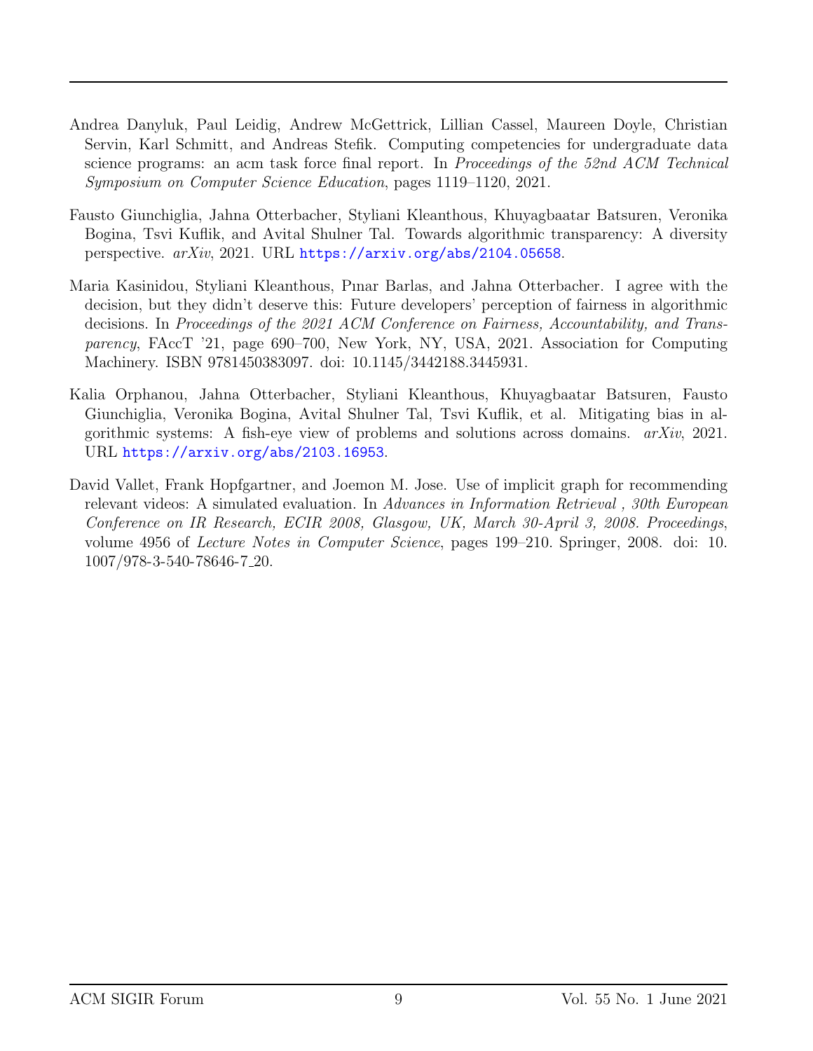Andrea Danyluk, Paul Leidig, Andrew McGettrick, Lillian Cassel, Maureen Doyle, Christian Servin, Karl Schmitt, and Andreas Stefik. Computing competencies for undergraduate data science programs: an acm task force final report. In *Proceedings of the 52nd ACM Technical Symposium on Computer Science Education*, pages 1119–1120, 2021.

Fausto Giunchiglia, Jahna Otterbacher, Styliani Kleanthous, Khuyagbaatar Batsuren, Veronika Bogina, Tsvi Kuflik, and Avital Shulner Tal. Towards algorithmic transparency: A diversity perspective. *arXiv*, 2021. URL https://arxiv.org/abs/2104.05658.

Maria Kasinidou, Styliani Kleanthous, Pınar Barlas, and Jahna Otterbacher. I agree with the decision, but they didn't deserve this: Future developers' perception of fairness in algorithmic decisions. In *Proceedings of the 2021 ACM Conference on Fairness, Accountability, and Transparency*, FAccT '21, page 690–700, New York, NY, USA, 2021. Association for Computing Machinery. ISBN 9781450383097. doi: 10.1145/3442188.3445931.

Kalia Orphanou, Jahna Otterbacher, Styliani Kleanthous, Khuyagbaatar Batsuren, Fausto Giunchiglia, Veronika Bogina, Avital Shulner Tal, Tsvi Kuflik, et al. Mitigating bias in algorithmic systems: A fish-eye view of problems and solutions across domains. *arXiv*, 2021. URL https://arxiv.org/abs/2103.16953.

David Vallet, Frank Hopfgartner, and Joemon M. Jose. Use of implicit graph for recommending relevant videos: A simulated evaluation. In *Advances in Information Retrieval , 30th European Conference on IR Research, ECIR 2008, Glasgow, UK, March 30-April 3, 2008. Proceedings*, volume 4956 of *Lecture Notes in Computer Science*, pages 199–210. Springer, 2008. doi: 10.1007/978-3-540-78646-7_20.